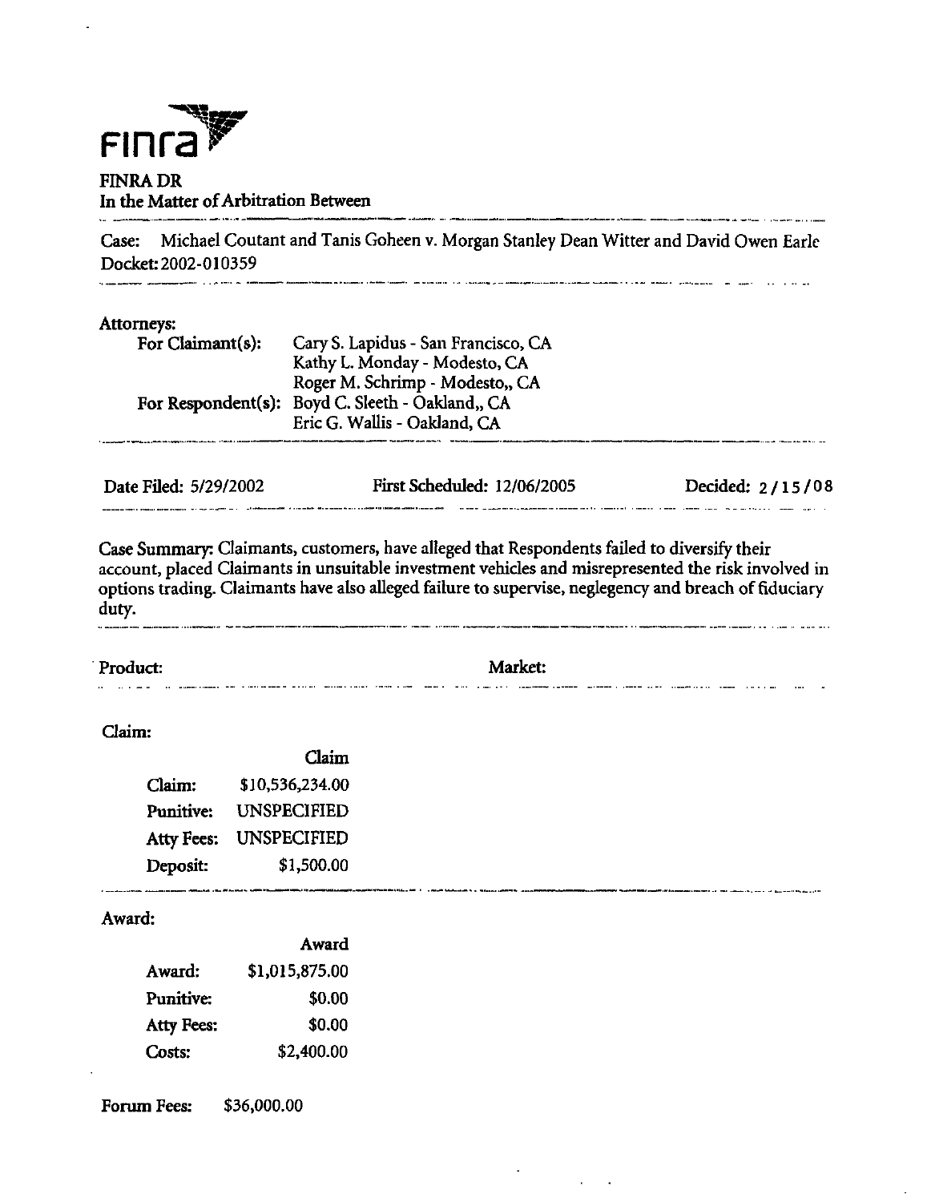FINRA

**FINRA DR**

**In the Matter of Arbitration Between**

Case: Michael Coutant and Tanis Goheen v. Morgan Stanley Dean Witter and David Owen Earle
Docket: 2002-010359

Attorneys:

| | |
|---|---|
| For Claimant(s): | Cary S. Lapidus - San Francisco, CA |
| | Kathy L. Monday - Modesto, CA |
| | Roger M. Schrimp - Modesto,, CA |
| For Respondent(s): | Boyd C. Sleeth - Oakland,, CA |
| | Eric G. Wallis - Oakland, CA |

Date Filed: 5/29/2002 First Scheduled: 12/06/2005 Decided: 2/15/08

Case Summary: Claimants, customers, have alleged that Respondents failed to diversify their account, placed Claimants in unsuitable investment vehicles and misrepresented the risk involved in options trading. Claimants have also alleged failure to supervise, neglegency and breach of fiduciary duty.

Product: Market:

Claim:

| | Claim |
|---|---|
| Claim: | $10,536,234.00 |
| Punitive: | UNSPECIFIED |
| Atty Fees: | UNSPECIFIED |
| Deposit: | $1,500.00 |

Award:

| | Award |
|---|---|
| Award: | $1,015,875.00 |
| Punitive: | $0.00 |
| Atty Fees: | $0.00 |
| Costs: | $2,400.00 |

Forum Fees: $36,000.00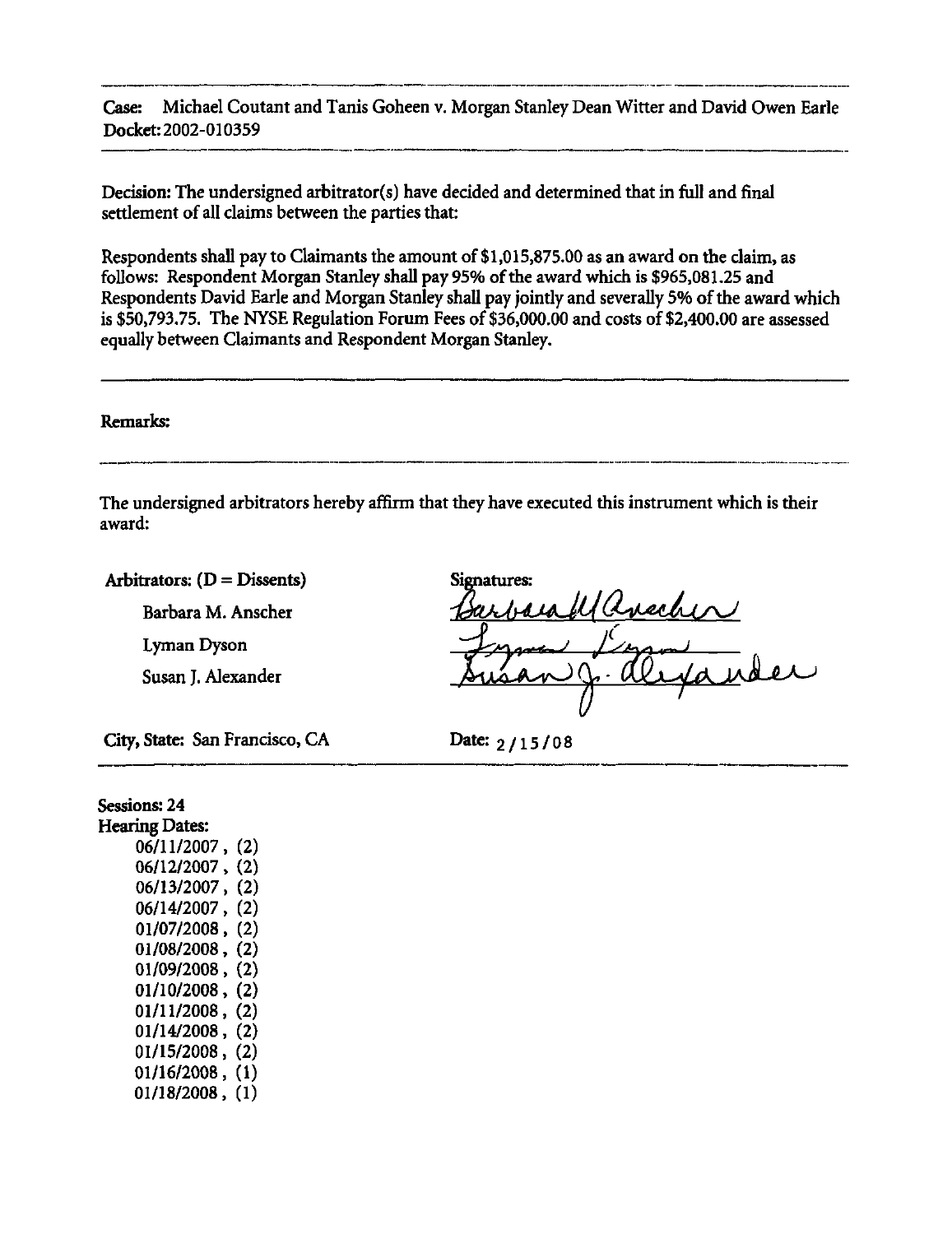**Case:** Michael Coutant and Tanis Goheen v. Morgan Stanley Dean Witter and David Owen Earle
**Docket:** 2002-010359

---

**Decision:** The undersigned arbitrator(s) have decided and determined that in full and final settlement of all claims between the parties that:

Respondents shall pay to Claimants the amount of $1,015,875.00 as an award on the claim, as follows: Respondent Morgan Stanley shall pay 95% of the award which is $965,081.25 and Respondents David Earle and Morgan Stanley shall pay jointly and severally 5% of the award which is $50,793.75. The NYSE Regulation Forum Fees of $36,000.00 and costs of $2,400.00 are assessed equally between Claimants and Respondent Morgan Stanley.

---

**Remarks:**

---

The undersigned arbitrators hereby affirm that they have executed this instrument which is their award:

| **Arbitrators: (D = Dissents)** | **Signatures:** |
|---|---|
| Barbara M. Anscher | Barbara M Anscher |
| Lyman Dyson | Lyman Dyson |
| Susan J. Alexander | Susan J. Alexander |

**City, State:** San Francisco, CA

**Date:** 2/15/08

---

**Sessions:** 24
**Hearing Dates:**

06/11/2007 , (2)
06/12/2007 , (2)
06/13/2007 , (2)
06/14/2007 , (2)
01/07/2008 , (2)
01/08/2008 , (2)
01/09/2008 , (2)
01/10/2008 , (2)
01/11/2008 , (2)
01/14/2008 , (2)
01/15/2008 , (2)
01/16/2008 , (1)
01/18/2008 , (1)